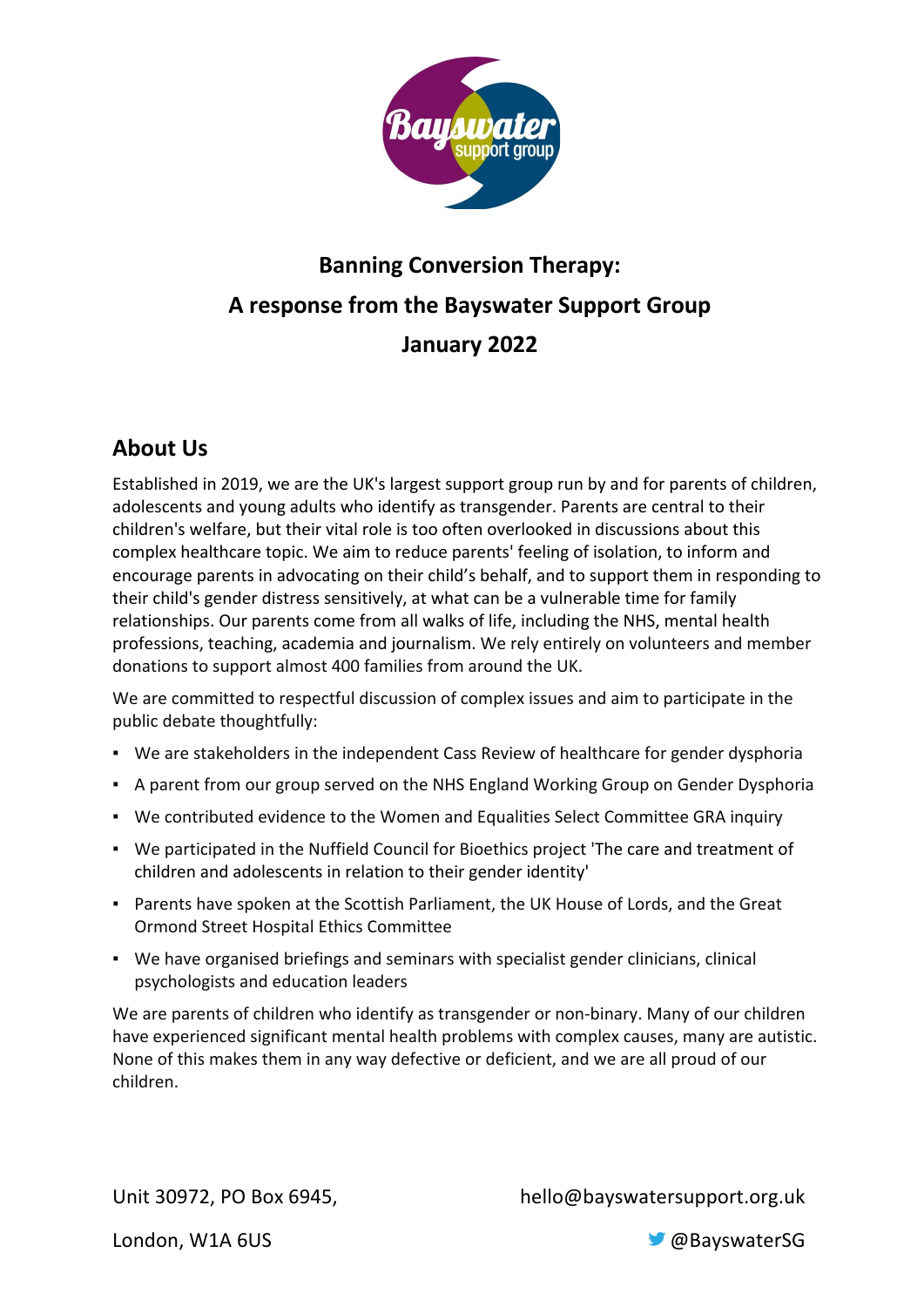# Banning Conversion Therapy:

# A response from the Bayswater Support Group

# January 2022

## About Us

Established in 2019, we are the UK's largest support group run by and for parents of children, adolescents and young adults who identify as transgender. Parents are central to their children's welfare, but their vital role is too often overlooked in discussions about this complex healthcare topic. We aim to reduce parents' feeling of isolation, to inform and encourage parents in advocating on their child's behalf, and to support them in responding to their child's gender distress sensitively, at what can be a vulnerable time for family relationships. Our parents come from all walks of life, including the NHS, mental health professions, teaching, academia and journalism. We rely entirely on volunteers and member donations to support almost 400 families from around the UK.

We are committed to respectful discussion of complex issues and aim to participate in the public debate thoughtfully:

- We are stakeholders in the independent Cass Review of healthcare for gender dysphoria
- A parent from our group served on the NHS England Working Group on Gender Dysphoria
- We contributed evidence to the Women and Equalities Select Committee GRA inquiry
- We participated in the Nuffield Council for Bioethics project 'The care and treatment of children and adolescents in relation to their gender identity'
- Parents have spoken at the Scottish Parliament, the UK House of Lords, and the Great Ormond Street Hospital Ethics Committee
- We have organised briefings and seminars with specialist gender clinicians, clinical psychologists and education leaders

We are parents of children who identify as transgender or non-binary. Many of our children have experienced significant mental health problems with complex causes, many are autistic. None of this makes them in any way defective or deficient, and we are all proud of our children.

Unit 30972, PO Box 6945,
London, W1A 6US

hello@bayswatersupport.org.uk
@BayswaterSG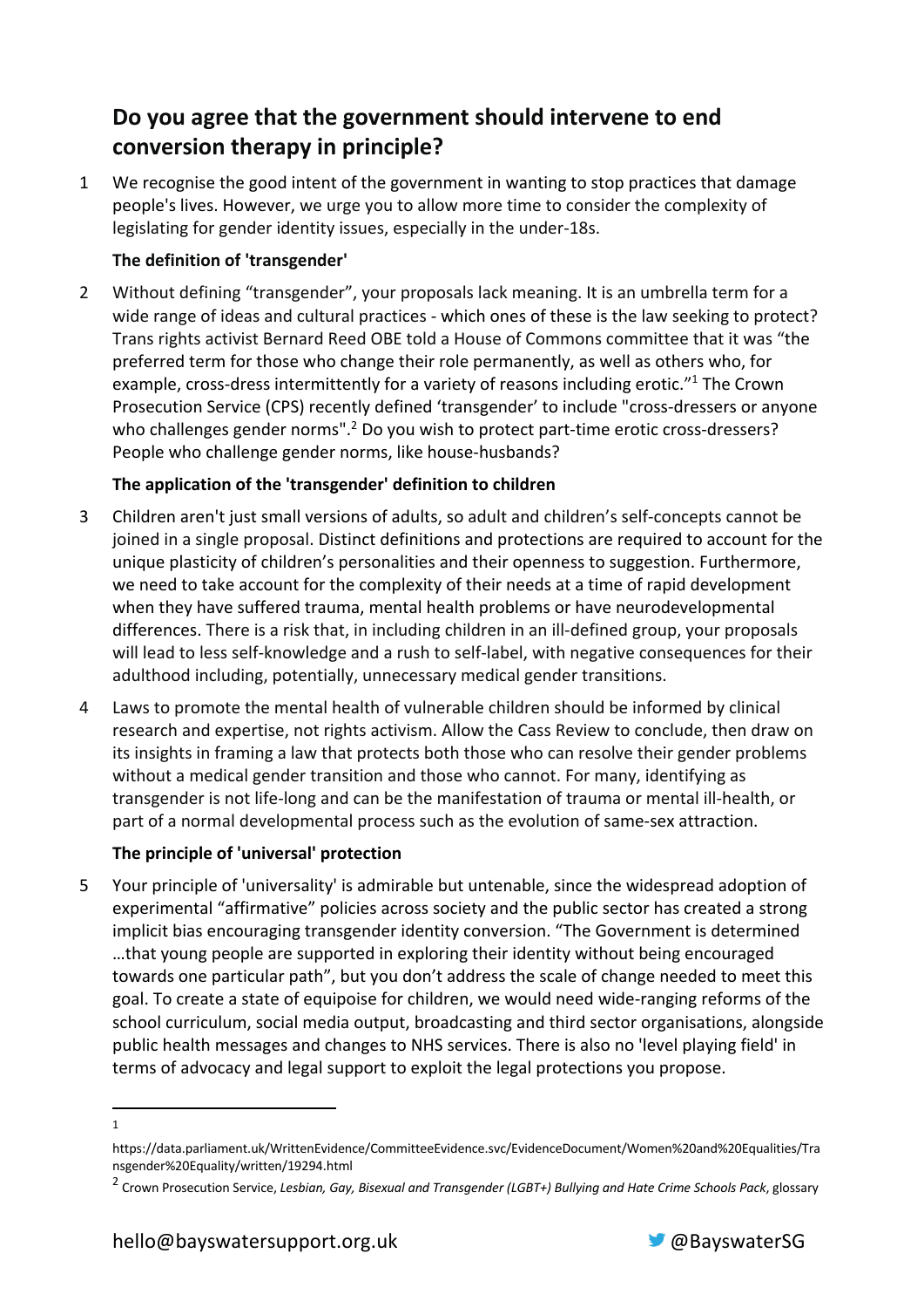## Do you agree that the government should intervene to end conversion therapy in principle?

1 We recognise the good intent of the government in wanting to stop practices that damage people's lives. However, we urge you to allow more time to consider the complexity of legislating for gender identity issues, especially in the under-18s.

**The definition of 'transgender'**

2 Without defining "transgender", your proposals lack meaning. It is an umbrella term for a wide range of ideas and cultural practices - which ones of these is the law seeking to protect? Trans rights activist Bernard Reed OBE told a House of Commons committee that it was "the preferred term for those who change their role permanently, as well as others who, for example, cross-dress intermittently for a variety of reasons including erotic."[1] The Crown Prosecution Service (CPS) recently defined 'transgender' to include "cross-dressers or anyone who challenges gender norms".[2] Do you wish to protect part-time erotic cross-dressers? People who challenge gender norms, like house-husbands?

**The application of the 'transgender' definition to children**

3 Children aren't just small versions of adults, so adult and children's self-concepts cannot be joined in a single proposal. Distinct definitions and protections are required to account for the unique plasticity of children's personalities and their openness to suggestion. Furthermore, we need to take account for the complexity of their needs at a time of rapid development when they have suffered trauma, mental health problems or have neurodevelopmental differences. There is a risk that, in including children in an ill-defined group, your proposals will lead to less self-knowledge and a rush to self-label, with negative consequences for their adulthood including, potentially, unnecessary medical gender transitions.

4 Laws to promote the mental health of vulnerable children should be informed by clinical research and expertise, not rights activism. Allow the Cass Review to conclude, then draw on its insights in framing a law that protects both those who can resolve their gender problems without a medical gender transition and those who cannot. For many, identifying as transgender is not life-long and can be the manifestation of trauma or mental ill-health, or part of a normal developmental process such as the evolution of same-sex attraction.

**The principle of 'universal' protection**

5 Your principle of 'universality' is admirable but untenable, since the widespread adoption of experimental "affirmative" policies across society and the public sector has created a strong implicit bias encouraging transgender identity conversion. "The Government is determined …that young people are supported in exploring their identity without being encouraged towards one particular path", but you don't address the scale of change needed to meet this goal. To create a state of equipoise for children, we would need wide-ranging reforms of the school curriculum, social media output, broadcasting and third sector organisations, alongside public health messages and changes to NHS services. There is also no 'level playing field' in terms of advocacy and legal support to exploit the legal protections you propose.

---

[1] https://data.parliament.uk/WrittenEvidence/CommitteeEvidence.svc/EvidenceDocument/Women%20and%20Equalities/Transgender%20Equality/written/19294.html

[2] Crown Prosecution Service, *Lesbian, Gay, Bisexual and Transgender (LGBT+) Bullying and Hate Crime Schools Pack*, glossary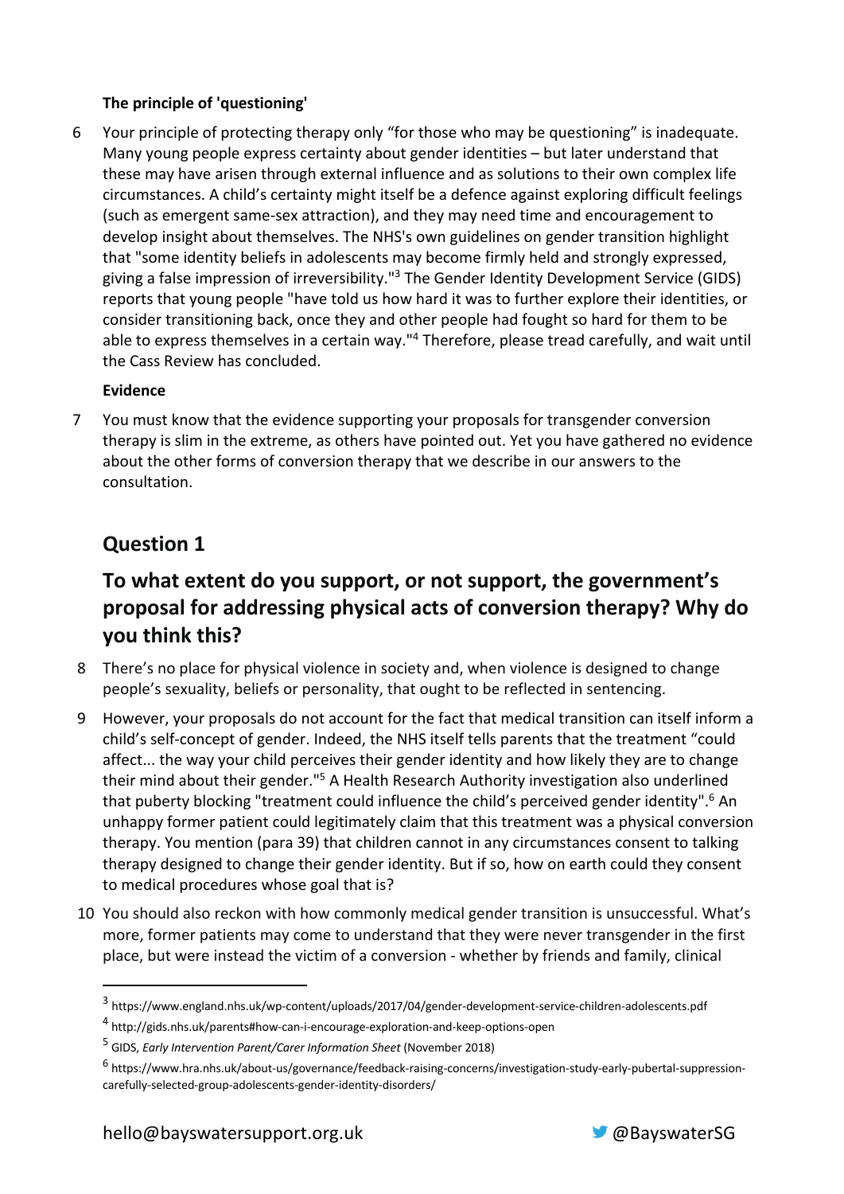**The principle of 'questioning'**

6 Your principle of protecting therapy only "for those who may be questioning" is inadequate. Many young people express certainty about gender identities – but later understand that these may have arisen through external influence and as solutions to their own complex life circumstances. A child's certainty might itself be a defence against exploring difficult feelings (such as emergent same-sex attraction), and they may need time and encouragement to develop insight about themselves. The NHS's own guidelines on gender transition highlight that "some identity beliefs in adolescents may become firmly held and strongly expressed, giving a false impression of irreversibility."[3] The Gender Identity Development Service (GIDS) reports that young people "have told us how hard it was to further explore their identities, or consider transitioning back, once they and other people had fought so hard for them to be able to express themselves in a certain way."[4] Therefore, please tread carefully, and wait until the Cass Review has concluded.

**Evidence**

7 You must know that the evidence supporting your proposals for transgender conversion therapy is slim in the extreme, as others have pointed out. Yet you have gathered no evidence about the other forms of conversion therapy that we describe in our answers to the consultation.

## Question 1

## To what extent do you support, or not support, the government's proposal for addressing physical acts of conversion therapy? Why do you think this?

8 There's no place for physical violence in society and, when violence is designed to change people's sexuality, beliefs or personality, that ought to be reflected in sentencing.

9 However, your proposals do not account for the fact that medical transition can itself inform a child's self-concept of gender. Indeed, the NHS itself tells parents that the treatment "could affect... the way your child perceives their gender identity and how likely they are to change their mind about their gender."[5] A Health Research Authority investigation also underlined that puberty blocking "treatment could influence the child's perceived gender identity".[6] An unhappy former patient could legitimately claim that this treatment was a physical conversion therapy. You mention (para 39) that children cannot in any circumstances consent to talking therapy designed to change their gender identity. But if so, how on earth could they consent to medical procedures whose goal that is?

10 You should also reckon with how commonly medical gender transition is unsuccessful. What's more, former patients may come to understand that they were never transgender in the first place, but were instead the victim of a conversion - whether by friends and family, clinical

---

[3] https://www.england.nhs.uk/wp-content/uploads/2017/04/gender-development-service-children-adolescents.pdf

[4] http://gids.nhs.uk/parents#how-can-i-encourage-exploration-and-keep-options-open

[5] GIDS, *Early Intervention Parent/Carer Information Sheet* (November 2018)

[6] https://www.hra.nhs.uk/about-us/governance/feedback-raising-concerns/investigation-study-early-pubertal-suppression-carefully-selected-group-adolescents-gender-identity-disorders/

hello@bayswatersupport.org.uk @BayswaterSG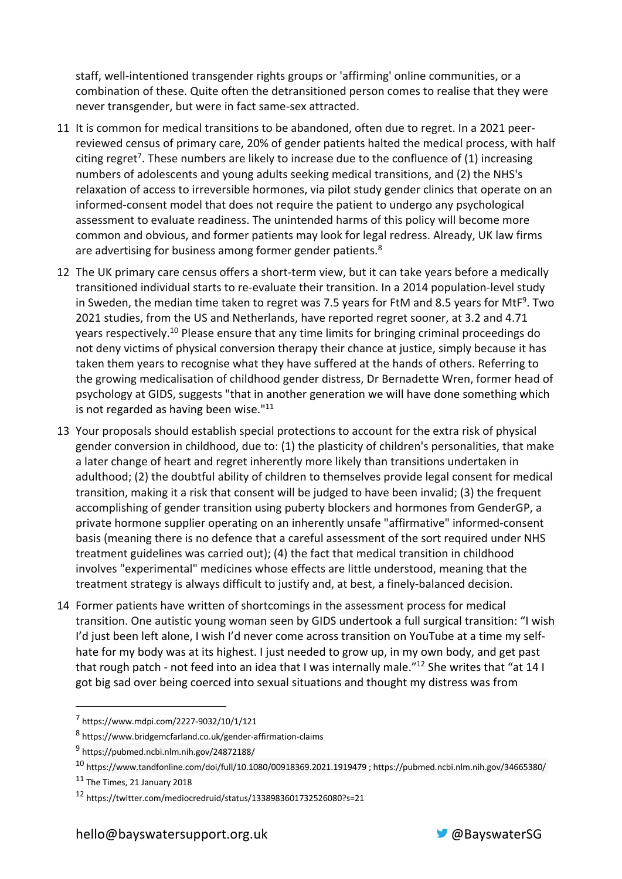staff, well-intentioned transgender rights groups or 'affirming' online communities, or a combination of these. Quite often the detransitioned person comes to realise that they were never transgender, but were in fact same-sex attracted.

11 It is common for medical transitions to be abandoned, often due to regret. In a 2021 peer-reviewed census of primary care, 20% of gender patients halted the medical process, with half citing regret[7]. These numbers are likely to increase due to the confluence of (1) increasing numbers of adolescents and young adults seeking medical transitions, and (2) the NHS's relaxation of access to irreversible hormones, via pilot study gender clinics that operate on an informed-consent model that does not require the patient to undergo any psychological assessment to evaluate readiness. The unintended harms of this policy will become more common and obvious, and former patients may look for legal redress. Already, UK law firms are advertising for business among former gender patients.[8]

12 The UK primary care census offers a short-term view, but it can take years before a medically transitioned individual starts to re-evaluate their transition. In a 2014 population-level study in Sweden, the median time taken to regret was 7.5 years for FtM and 8.5 years for MtF[9]. Two 2021 studies, from the US and Netherlands, have reported regret sooner, at 3.2 and 4.71 years respectively.[10] Please ensure that any time limits for bringing criminal proceedings do not deny victims of physical conversion therapy their chance at justice, simply because it has taken them years to recognise what they have suffered at the hands of others. Referring to the growing medicalisation of childhood gender distress, Dr Bernadette Wren, former head of psychology at GIDS, suggests "that in another generation we will have done something which is not regarded as having been wise."[11]

13 Your proposals should establish special protections to account for the extra risk of physical gender conversion in childhood, due to: (1) the plasticity of children's personalities, that make a later change of heart and regret inherently more likely than transitions undertaken in adulthood; (2) the doubtful ability of children to themselves provide legal consent for medical transition, making it a risk that consent will be judged to have been invalid; (3) the frequent accomplishing of gender transition using puberty blockers and hormones from GenderGP, a private hormone supplier operating on an inherently unsafe "affirmative" informed-consent basis (meaning there is no defence that a careful assessment of the sort required under NHS treatment guidelines was carried out); (4) the fact that medical transition in childhood involves "experimental" medicines whose effects are little understood, meaning that the treatment strategy is always difficult to justify and, at best, a finely-balanced decision.

14 Former patients have written of shortcomings in the assessment process for medical transition. One autistic young woman seen by GIDS undertook a full surgical transition: "I wish I'd just been left alone, I wish I'd never come across transition on YouTube at a time my self-hate for my body was at its highest. I just needed to grow up, in my own body, and get past that rough patch - not feed into an idea that I was internally male."[12] She writes that "at 14 I got big sad over being coerced into sexual situations and thought my distress was from

---

[7] https://www.mdpi.com/2227-9032/10/1/121

[8] https://www.bridgemcfarland.co.uk/gender-affirmation-claims

[9] https://pubmed.ncbi.nlm.nih.gov/24872188/

[10] https://www.tandfonline.com/doi/full/10.1080/00918369.2021.1919479 ; https://pubmed.ncbi.nlm.nih.gov/34665380/

[11] The Times, 21 January 2018

[12] https://twitter.com/mediocredruid/status/1338983601732526080?s=21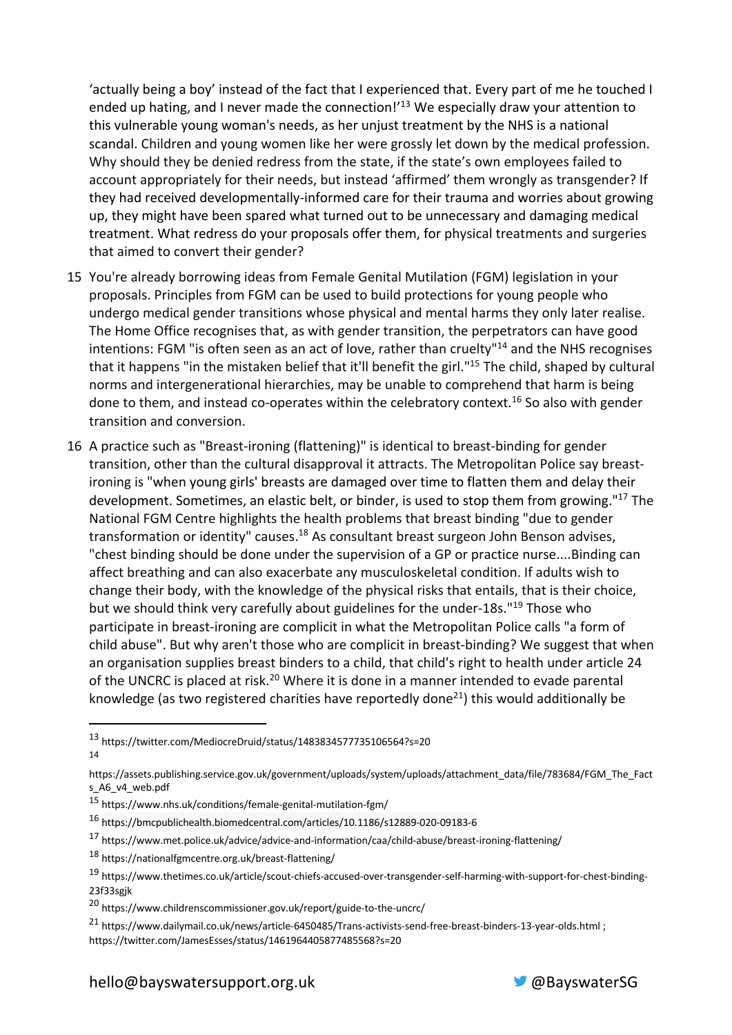'actually being a boy' instead of the fact that I experienced that. Every part of me he touched I ended up hating, and I never made the connection!'[13] We especially draw your attention to this vulnerable young woman's needs, as her unjust treatment by the NHS is a national scandal. Children and young women like her were grossly let down by the medical profession. Why should they be denied redress from the state, if the state's own employees failed to account appropriately for their needs, but instead 'affirmed' them wrongly as transgender? If they had received developmentally-informed care for their trauma and worries about growing up, they might have been spared what turned out to be unnecessary and damaging medical treatment. What redress do your proposals offer them, for physical treatments and surgeries that aimed to convert their gender?

15 You're already borrowing ideas from Female Genital Mutilation (FGM) legislation in your proposals. Principles from FGM can be used to build protections for young people who undergo medical gender transitions whose physical and mental harms they only later realise. The Home Office recognises that, as with gender transition, the perpetrators can have good intentions: FGM "is often seen as an act of love, rather than cruelty"[14] and the NHS recognises that it happens "in the mistaken belief that it'll benefit the girl."[15] The child, shaped by cultural norms and intergenerational hierarchies, may be unable to comprehend that harm is being done to them, and instead co-operates within the celebratory context.[16] So also with gender transition and conversion.

16 A practice such as "Breast-ironing (flattening)" is identical to breast-binding for gender transition, other than the cultural disapproval it attracts. The Metropolitan Police say breast-ironing is "when young girls' breasts are damaged over time to flatten them and delay their development. Sometimes, an elastic belt, or binder, is used to stop them from growing."[17] The National FGM Centre highlights the health problems that breast binding "due to gender transformation or identity" causes.[18] As consultant breast surgeon John Benson advises, "chest binding should be done under the supervision of a GP or practice nurse....Binding can affect breathing and can also exacerbate any musculoskeletal condition. If adults wish to change their body, with the knowledge of the physical risks that entails, that is their choice, but we should think very carefully about guidelines for the under-18s."[19] Those who participate in breast-ironing are complicit in what the Metropolitan Police calls "a form of child abuse". But why aren't those who are complicit in breast-binding? We suggest that when an organisation supplies breast binders to a child, that child's right to health under article 24 of the UNCRC is placed at risk.[20] Where it is done in a manner intended to evade parental knowledge (as two registered charities have reportedly done[21]) this would additionally be

---

[13] https://twitter.com/MediocreDruid/status/1483834577735106564?s=20

[14] https://assets.publishing.service.gov.uk/government/uploads/system/uploads/attachment_data/file/783684/FGM_The_Facts_A6_v4_web.pdf

[15] https://www.nhs.uk/conditions/female-genital-mutilation-fgm/

[16] https://bmcpublichealth.biomedcentral.com/articles/10.1186/s12889-020-09183-6

[17] https://www.met.police.uk/advice/advice-and-information/caa/child-abuse/breast-ironing-flattening/

[18] https://nationalfgmcentre.org.uk/breast-flattening/

[19] https://www.thetimes.co.uk/article/scout-chiefs-accused-over-transgender-self-harming-with-support-for-chest-binding-23f33sgjk

[20] https://www.childrenscommissioner.gov.uk/report/guide-to-the-uncrc/

[21] https://www.dailymail.co.uk/news/article-6450485/Trans-activists-send-free-breast-binders-13-year-olds.html ; https://twitter.com/JamesEsses/status/1461964405877485568?s=20

hello@bayswatersupport.org.uk @BayswaterSG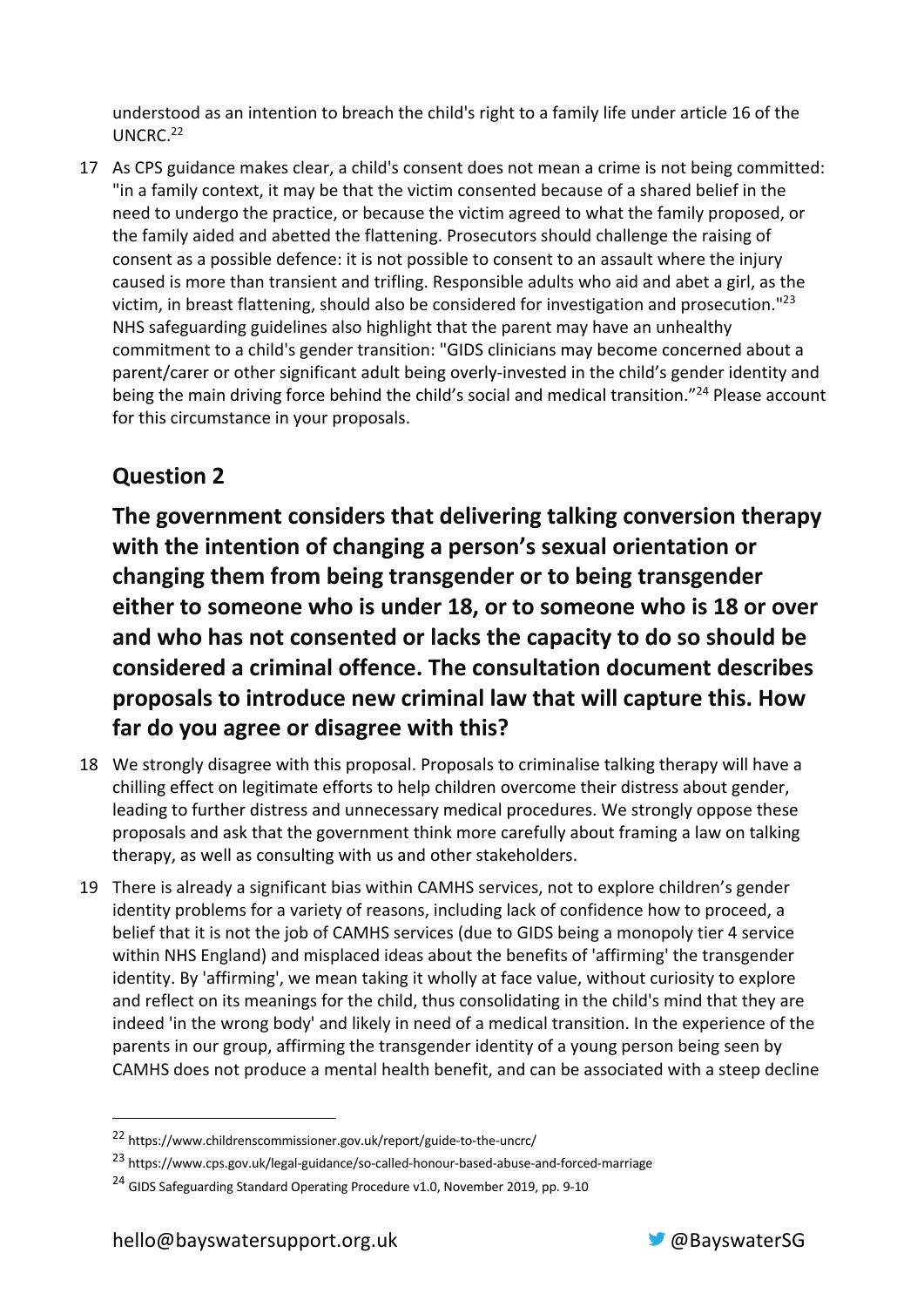understood as an intention to breach the child's right to a family life under article 16 of the UNCRC.[22]

17 As CPS guidance makes clear, a child's consent does not mean a crime is not being committed: "in a family context, it may be that the victim consented because of a shared belief in the need to undergo the practice, or because the victim agreed to what the family proposed, or the family aided and abetted the flattening. Prosecutors should challenge the raising of consent as a possible defence: it is not possible to consent to an assault where the injury caused is more than transient and trifling. Responsible adults who aid and abet a girl, as the victim, in breast flattening, should also be considered for investigation and prosecution."[23] NHS safeguarding guidelines also highlight that the parent may have an unhealthy commitment to a child's gender transition: "GIDS clinicians may become concerned about a parent/carer or other significant adult being overly-invested in the child's gender identity and being the main driving force behind the child's social and medical transition."[24] Please account for this circumstance in your proposals.

## Question 2

**The government considers that delivering talking conversion therapy with the intention of changing a person's sexual orientation or changing them from being transgender or to being transgender either to someone who is under 18, or to someone who is 18 or over and who has not consented or lacks the capacity to do so should be considered a criminal offence. The consultation document describes proposals to introduce new criminal law that will capture this. How far do you agree or disagree with this?**

18 We strongly disagree with this proposal. Proposals to criminalise talking therapy will have a chilling effect on legitimate efforts to help children overcome their distress about gender, leading to further distress and unnecessary medical procedures. We strongly oppose these proposals and ask that the government think more carefully about framing a law on talking therapy, as well as consulting with us and other stakeholders.

19 There is already a significant bias within CAMHS services, not to explore children's gender identity problems for a variety of reasons, including lack of confidence how to proceed, a belief that it is not the job of CAMHS services (due to GIDS being a monopoly tier 4 service within NHS England) and misplaced ideas about the benefits of 'affirming' the transgender identity. By 'affirming', we mean taking it wholly at face value, without curiosity to explore and reflect on its meanings for the child, thus consolidating in the child's mind that they are indeed 'in the wrong body' and likely in need of a medical transition. In the experience of the parents in our group, affirming the transgender identity of a young person being seen by CAMHS does not produce a mental health benefit, and can be associated with a steep decline

---

[22] https://www.childrenscommissioner.gov.uk/report/guide-to-the-uncrc/

[23] https://www.cps.gov.uk/legal-guidance/so-called-honour-based-abuse-and-forced-marriage

[24] GIDS Safeguarding Standard Operating Procedure v1.0, November 2019, pp. 9-10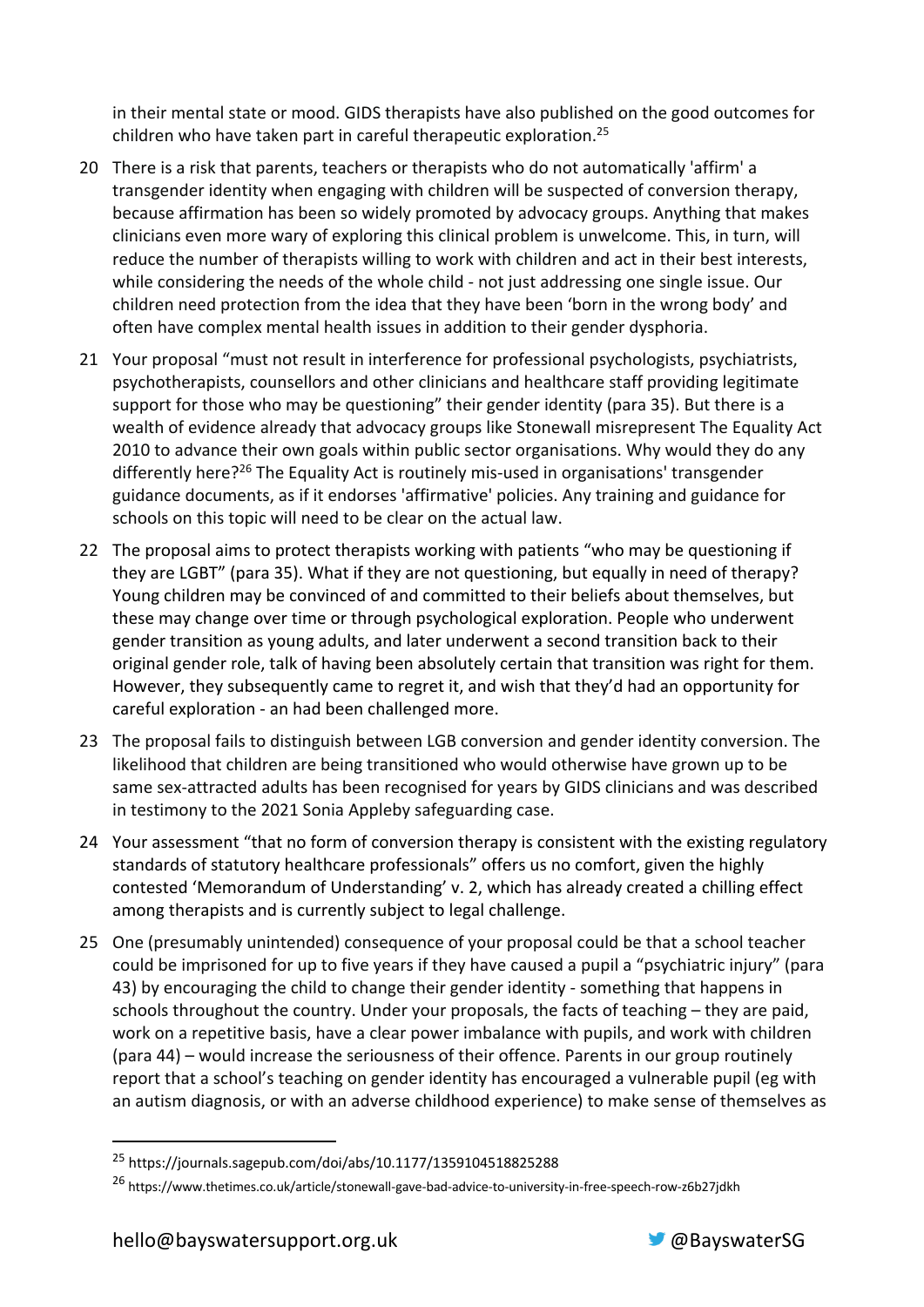in their mental state or mood. GIDS therapists have also published on the good outcomes for children who have taken part in careful therapeutic exploration.[25]

20 There is a risk that parents, teachers or therapists who do not automatically 'affirm' a transgender identity when engaging with children will be suspected of conversion therapy, because affirmation has been so widely promoted by advocacy groups. Anything that makes clinicians even more wary of exploring this clinical problem is unwelcome. This, in turn, will reduce the number of therapists willing to work with children and act in their best interests, while considering the needs of the whole child - not just addressing one single issue. Our children need protection from the idea that they have been 'born in the wrong body' and often have complex mental health issues in addition to their gender dysphoria.

21 Your proposal "must not result in interference for professional psychologists, psychiatrists, psychotherapists, counsellors and other clinicians and healthcare staff providing legitimate support for those who may be questioning" their gender identity (para 35). But there is a wealth of evidence already that advocacy groups like Stonewall misrepresent The Equality Act 2010 to advance their own goals within public sector organisations. Why would they do any differently here?[26] The Equality Act is routinely mis-used in organisations' transgender guidance documents, as if it endorses 'affirmative' policies. Any training and guidance for schools on this topic will need to be clear on the actual law.

22 The proposal aims to protect therapists working with patients "who may be questioning if they are LGBT" (para 35). What if they are not questioning, but equally in need of therapy? Young children may be convinced of and committed to their beliefs about themselves, but these may change over time or through psychological exploration. People who underwent gender transition as young adults, and later underwent a second transition back to their original gender role, talk of having been absolutely certain that transition was right for them. However, they subsequently came to regret it, and wish that they'd had an opportunity for careful exploration - an had been challenged more.

23 The proposal fails to distinguish between LGB conversion and gender identity conversion. The likelihood that children are being transitioned who would otherwise have grown up to be same sex-attracted adults has been recognised for years by GIDS clinicians and was described in testimony to the 2021 Sonia Appleby safeguarding case.

24 Your assessment "that no form of conversion therapy is consistent with the existing regulatory standards of statutory healthcare professionals" offers us no comfort, given the highly contested 'Memorandum of Understanding' v. 2, which has already created a chilling effect among therapists and is currently subject to legal challenge.

25 One (presumably unintended) consequence of your proposal could be that a school teacher could be imprisoned for up to five years if they have caused a pupil a "psychiatric injury" (para 43) by encouraging the child to change their gender identity - something that happens in schools throughout the country. Under your proposals, the facts of teaching – they are paid, work on a repetitive basis, have a clear power imbalance with pupils, and work with children (para 44) – would increase the seriousness of their offence. Parents in our group routinely report that a school's teaching on gender identity has encouraged a vulnerable pupil (eg with an autism diagnosis, or with an adverse childhood experience) to make sense of themselves as

---

[25] https://journals.sagepub.com/doi/abs/10.1177/1359104518825288

[26] https://www.thetimes.co.uk/article/stonewall-gave-bad-advice-to-university-in-free-speech-row-z6b27jdkh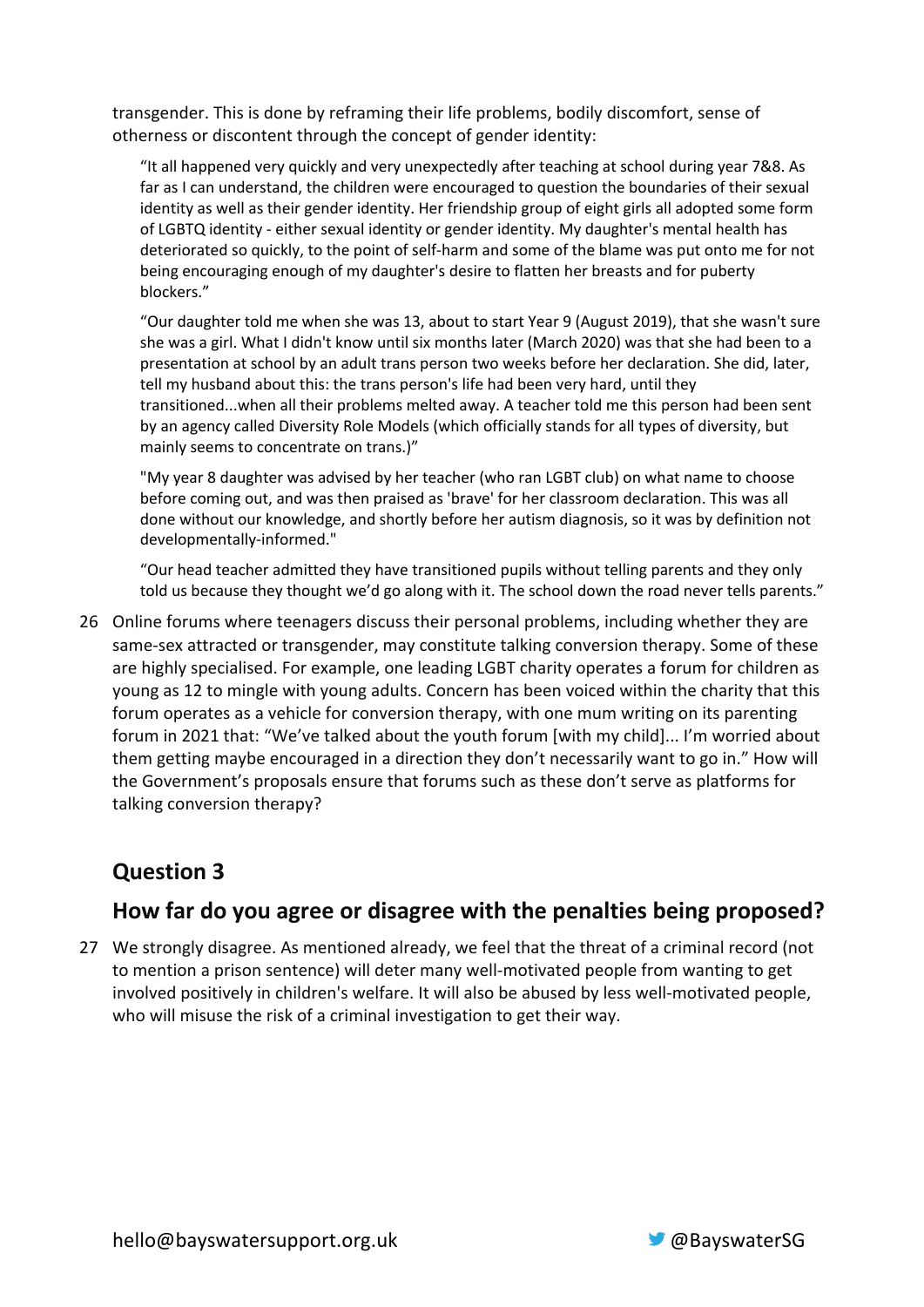transgender. This is done by reframing their life problems, bodily discomfort, sense of otherness or discontent through the concept of gender identity:

> "It all happened very quickly and very unexpectedly after teaching at school during year 7&8. As far as I can understand, the children were encouraged to question the boundaries of their sexual identity as well as their gender identity. Her friendship group of eight girls all adopted some form of LGBTQ identity - either sexual identity or gender identity. My daughter's mental health has deteriorated so quickly, to the point of self-harm and some of the blame was put onto me for not being encouraging enough of my daughter's desire to flatten her breasts and for puberty blockers."

> "Our daughter told me when she was 13, about to start Year 9 (August 2019), that she wasn't sure she was a girl. What I didn't know until six months later (March 2020) was that she had been to a presentation at school by an adult trans person two weeks before her declaration. She did, later, tell my husband about this: the trans person's life had been very hard, until they transitioned...when all their problems melted away. A teacher told me this person had been sent by an agency called Diversity Role Models (which officially stands for all types of diversity, but mainly seems to concentrate on trans.)"

> "My year 8 daughter was advised by her teacher (who ran LGBT club) on what name to choose before coming out, and was then praised as 'brave' for her classroom declaration. This was all done without our knowledge, and shortly before her autism diagnosis, so it was by definition not developmentally-informed."

> "Our head teacher admitted they have transitioned pupils without telling parents and they only told us because they thought we'd go along with it. The school down the road never tells parents."

26 Online forums where teenagers discuss their personal problems, including whether they are same-sex attracted or transgender, may constitute talking conversion therapy. Some of these are highly specialised. For example, one leading LGBT charity operates a forum for children as young as 12 to mingle with young adults. Concern has been voiced within the charity that this forum operates as a vehicle for conversion therapy, with one mum writing on its parenting forum in 2021 that: "We've talked about the youth forum [with my child]... I'm worried about them getting maybe encouraged in a direction they don't necessarily want to go in." How will the Government's proposals ensure that forums such as these don't serve as platforms for talking conversion therapy?

## Question 3

## How far do you agree or disagree with the penalties being proposed?

27 We strongly disagree. As mentioned already, we feel that the threat of a criminal record (not to mention a prison sentence) will deter many well-motivated people from wanting to get involved positively in children's welfare. It will also be abused by less well-motivated people, who will misuse the risk of a criminal investigation to get their way.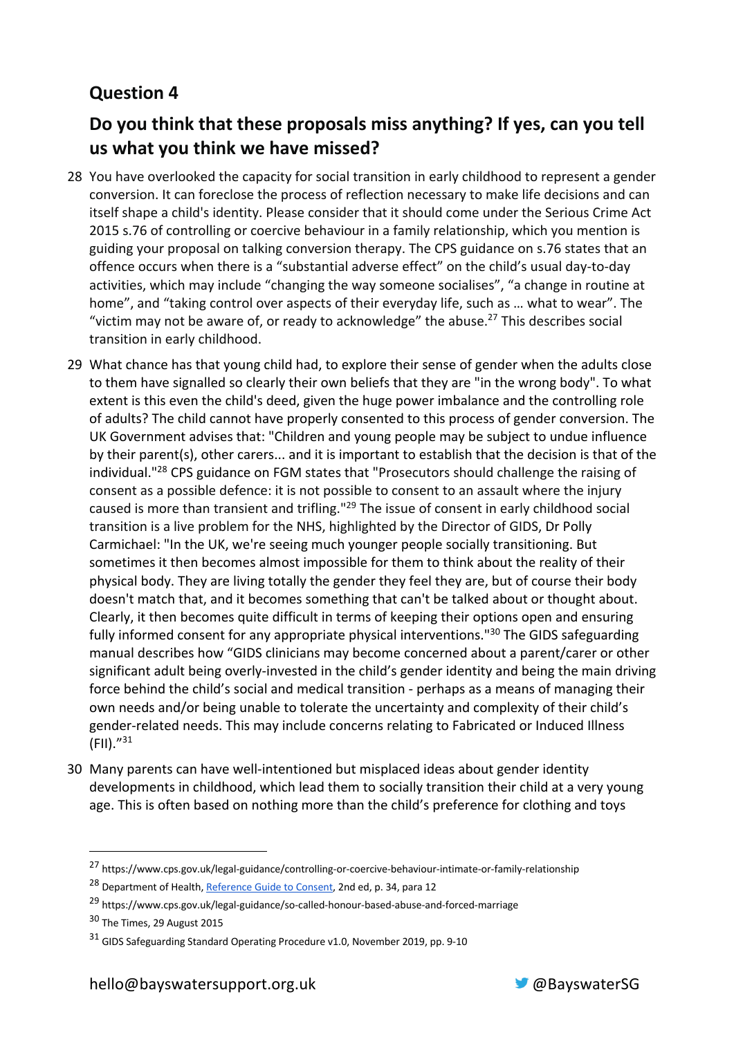## Question 4

## Do you think that these proposals miss anything? If yes, can you tell us what you think we have missed?

28 You have overlooked the capacity for social transition in early childhood to represent a gender conversion. It can foreclose the process of reflection necessary to make life decisions and can itself shape a child's identity. Please consider that it should come under the Serious Crime Act 2015 s.76 of controlling or coercive behaviour in a family relationship, which you mention is guiding your proposal on talking conversion therapy. The CPS guidance on s.76 states that an offence occurs when there is a "substantial adverse effect" on the child's usual day-to-day activities, which may include "changing the way someone socialises", "a change in routine at home", and "taking control over aspects of their everyday life, such as … what to wear". The "victim may not be aware of, or ready to acknowledge" the abuse.[27] This describes social transition in early childhood.

29 What chance has that young child had, to explore their sense of gender when the adults close to them have signalled so clearly their own beliefs that they are "in the wrong body". To what extent is this even the child's deed, given the huge power imbalance and the controlling role of adults? The child cannot have properly consented to this process of gender conversion. The UK Government advises that: "Children and young people may be subject to undue influence by their parent(s), other carers... and it is important to establish that the decision is that of the individual."[28] CPS guidance on FGM states that "Prosecutors should challenge the raising of consent as a possible defence: it is not possible to consent to an assault where the injury caused is more than transient and trifling."[29] The issue of consent in early childhood social transition is a live problem for the NHS, highlighted by the Director of GIDS, Dr Polly Carmichael: "In the UK, we're seeing much younger people socially transitioning. But sometimes it then becomes almost impossible for them to think about the reality of their physical body. They are living totally the gender they feel they are, but of course their body doesn't match that, and it becomes something that can't be talked about or thought about. Clearly, it then becomes quite difficult in terms of keeping their options open and ensuring fully informed consent for any appropriate physical interventions."[30] The GIDS safeguarding manual describes how "GIDS clinicians may become concerned about a parent/carer or other significant adult being overly-invested in the child's gender identity and being the main driving force behind the child's social and medical transition - perhaps as a means of managing their own needs and/or being unable to tolerate the uncertainty and complexity of their child's gender-related needs. This may include concerns relating to Fabricated or Induced Illness (FII)."[31]

30 Many parents can have well-intentioned but misplaced ideas about gender identity developments in childhood, which lead them to socially transition their child at a very young age. This is often based on nothing more than the child's preference for clothing and toys

---

[27] https://www.cps.gov.uk/legal-guidance/controlling-or-coercive-behaviour-intimate-or-family-relationship

[28] Department of Health, Reference Guide to Consent, 2nd ed, p. 34, para 12

[29] https://www.cps.gov.uk/legal-guidance/so-called-honour-based-abuse-and-forced-marriage

[30] The Times, 29 August 2015

[31] GIDS Safeguarding Standard Operating Procedure v1.0, November 2019, pp. 9-10

hello@bayswatersupport.org.uk @BayswaterSG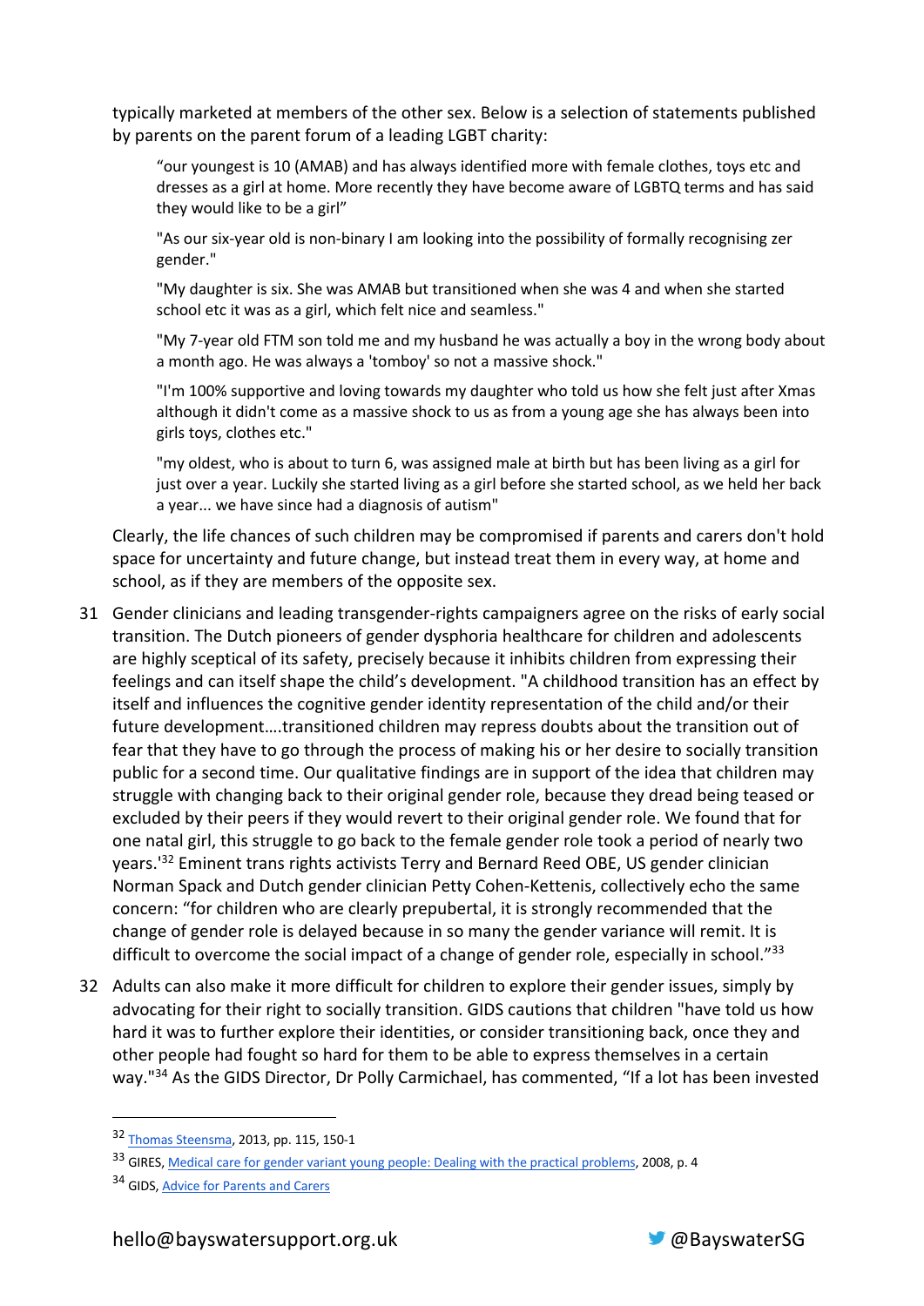typically marketed at members of the other sex. Below is a selection of statements published by parents on the parent forum of a leading LGBT charity:

> "our youngest is 10 (AMAB) and has always identified more with female clothes, toys etc and dresses as a girl at home. More recently they have become aware of LGBTQ terms and has said they would like to be a girl"
>
> "As our six-year old is non-binary I am looking into the possibility of formally recognising zer gender."
>
> "My daughter is six. She was AMAB but transitioned when she was 4 and when she started school etc it was as a girl, which felt nice and seamless."
>
> "My 7-year old FTM son told me and my husband he was actually a boy in the wrong body about a month ago. He was always a 'tomboy' so not a massive shock."
>
> "I'm 100% supportive and loving towards my daughter who told us how she felt just after Xmas although it didn't come as a massive shock to us as from a young age she has always been into girls toys, clothes etc."
>
> "my oldest, who is about to turn 6, was assigned male at birth but has been living as a girl for just over a year. Luckily she started living as a girl before she started school, as we held her back a year... we have since had a diagnosis of autism"

Clearly, the life chances of such children may be compromised if parents and carers don't hold space for uncertainty and future change, but instead treat them in every way, at home and school, as if they are members of the opposite sex.

31 Gender clinicians and leading transgender-rights campaigners agree on the risks of early social transition. The Dutch pioneers of gender dysphoria healthcare for children and adolescents are highly sceptical of its safety, precisely because it inhibits children from expressing their feelings and can itself shape the child's development. "A childhood transition has an effect by itself and influences the cognitive gender identity representation of the child and/or their future development….transitioned children may repress doubts about the transition out of fear that they have to go through the process of making his or her desire to socially transition public for a second time. Our qualitative findings are in support of the idea that children may struggle with changing back to their original gender role, because they dread being teased or excluded by their peers if they would revert to their original gender role. We found that for one natal girl, this struggle to go back to the female gender role took a period of nearly two years.'[32] Eminent trans rights activists Terry and Bernard Reed OBE, US gender clinician Norman Spack and Dutch gender clinician Petty Cohen-Kettenis, collectively echo the same concern: "for children who are clearly prepubertal, it is strongly recommended that the change of gender role is delayed because in so many the gender variance will remit. It is difficult to overcome the social impact of a change of gender role, especially in school."[33]

32 Adults can also make it more difficult for children to explore their gender issues, simply by advocating for their right to socially transition. GIDS cautions that children "have told us how hard it was to further explore their identities, or consider transitioning back, once they and other people had fought so hard for them to be able to express themselves in a certain way."[34] As the GIDS Director, Dr Polly Carmichael, has commented, "If a lot has been invested

---

[32] Thomas Steensma, 2013, pp. 115, 150-1

[33] GIRES, Medical care for gender variant young people: Dealing with the practical problems, 2008, p. 4

[34] GIDS, Advice for Parents and Carers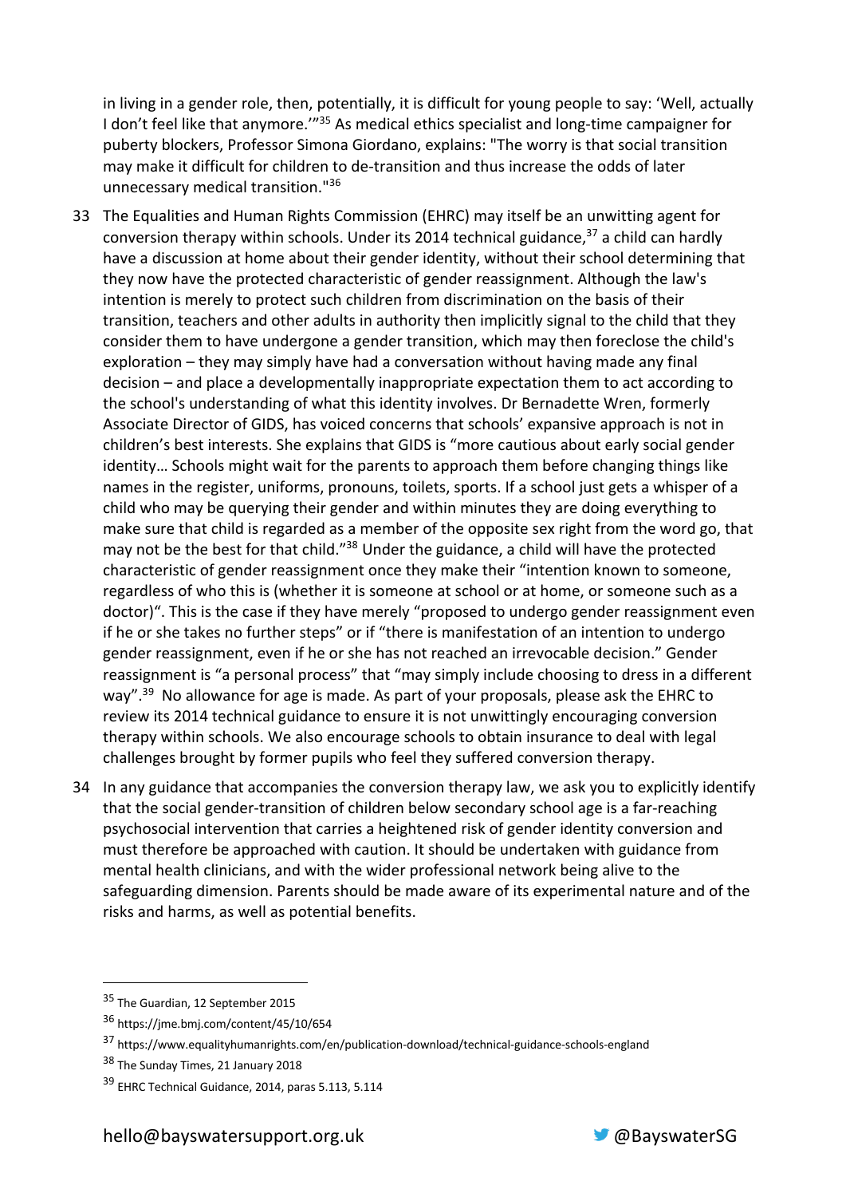in living in a gender role, then, potentially, it is difficult for young people to say: 'Well, actually I don't feel like that anymore.'"[35] As medical ethics specialist and long-time campaigner for puberty blockers, Professor Simona Giordano, explains: "The worry is that social transition may make it difficult for children to de-transition and thus increase the odds of later unnecessary medical transition."[36]

33 The Equalities and Human Rights Commission (EHRC) may itself be an unwitting agent for conversion therapy within schools. Under its 2014 technical guidance,[37] a child can hardly have a discussion at home about their gender identity, without their school determining that they now have the protected characteristic of gender reassignment. Although the law's intention is merely to protect such children from discrimination on the basis of their transition, teachers and other adults in authority then implicitly signal to the child that they consider them to have undergone a gender transition, which may then foreclose the child's exploration – they may simply have had a conversation without having made any final decision – and place a developmentally inappropriate expectation them to act according to the school's understanding of what this identity involves. Dr Bernadette Wren, formerly Associate Director of GIDS, has voiced concerns that schools' expansive approach is not in children's best interests. She explains that GIDS is "more cautious about early social gender identity… Schools might wait for the parents to approach them before changing things like names in the register, uniforms, pronouns, toilets, sports. If a school just gets a whisper of a child who may be querying their gender and within minutes they are doing everything to make sure that child is regarded as a member of the opposite sex right from the word go, that may not be the best for that child."[38] Under the guidance, a child will have the protected characteristic of gender reassignment once they make their "intention known to someone, regardless of who this is (whether it is someone at school or at home, or someone such as a doctor)". This is the case if they have merely "proposed to undergo gender reassignment even if he or she takes no further steps" or if "there is manifestation of an intention to undergo gender reassignment, even if he or she has not reached an irrevocable decision." Gender reassignment is "a personal process" that "may simply include choosing to dress in a different way".[39] No allowance for age is made. As part of your proposals, please ask the EHRC to review its 2014 technical guidance to ensure it is not unwittingly encouraging conversion therapy within schools. We also encourage schools to obtain insurance to deal with legal challenges brought by former pupils who feel they suffered conversion therapy.

34 In any guidance that accompanies the conversion therapy law, we ask you to explicitly identify that the social gender-transition of children below secondary school age is a far-reaching psychosocial intervention that carries a heightened risk of gender identity conversion and must therefore be approached with caution. It should be undertaken with guidance from mental health clinicians, and with the wider professional network being alive to the safeguarding dimension. Parents should be made aware of its experimental nature and of the risks and harms, as well as potential benefits.

---

[35] The Guardian, 12 September 2015

[36] https://jme.bmj.com/content/45/10/654

[37] https://www.equalityhumanrights.com/en/publication-download/technical-guidance-schools-england

[38] The Sunday Times, 21 January 2018

[39] EHRC Technical Guidance, 2014, paras 5.113, 5.114

hello@bayswatersupport.org.uk @BayswaterSG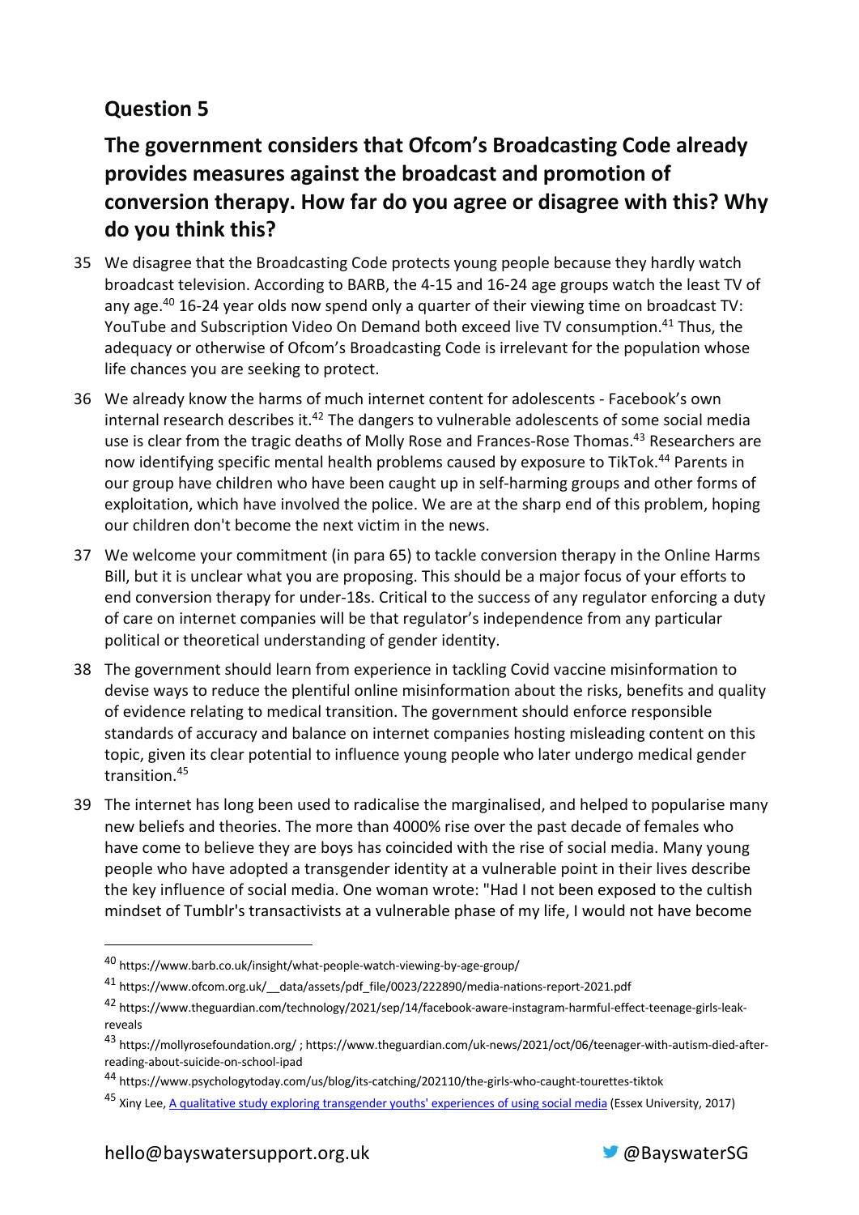## Question 5

## The government considers that Ofcom's Broadcasting Code already provides measures against the broadcast and promotion of conversion therapy. How far do you agree or disagree with this? Why do you think this?

35 We disagree that the Broadcasting Code protects young people because they hardly watch broadcast television. According to BARB, the 4-15 and 16-24 age groups watch the least TV of any age.[40] 16-24 year olds now spend only a quarter of their viewing time on broadcast TV: YouTube and Subscription Video On Demand both exceed live TV consumption.[41] Thus, the adequacy or otherwise of Ofcom's Broadcasting Code is irrelevant for the population whose life chances you are seeking to protect.

36 We already know the harms of much internet content for adolescents - Facebook's own internal research describes it.[42] The dangers to vulnerable adolescents of some social media use is clear from the tragic deaths of Molly Rose and Frances-Rose Thomas.[43] Researchers are now identifying specific mental health problems caused by exposure to TikTok.[44] Parents in our group have children who have been caught up in self-harming groups and other forms of exploitation, which have involved the police. We are at the sharp end of this problem, hoping our children don't become the next victim in the news.

37 We welcome your commitment (in para 65) to tackle conversion therapy in the Online Harms Bill, but it is unclear what you are proposing. This should be a major focus of your efforts to end conversion therapy for under-18s. Critical to the success of any regulator enforcing a duty of care on internet companies will be that regulator's independence from any particular political or theoretical understanding of gender identity.

38 The government should learn from experience in tackling Covid vaccine misinformation to devise ways to reduce the plentiful online misinformation about the risks, benefits and quality of evidence relating to medical transition. The government should enforce responsible standards of accuracy and balance on internet companies hosting misleading content on this topic, given its clear potential to influence young people who later undergo medical gender transition.[45]

39 The internet has long been used to radicalise the marginalised, and helped to popularise many new beliefs and theories. The more than 4000% rise over the past decade of females who have come to believe they are boys has coincided with the rise of social media. Many young people who have adopted a transgender identity at a vulnerable point in their lives describe the key influence of social media. One woman wrote: "Had I not been exposed to the cultish mindset of Tumblr's transactivists at a vulnerable phase of my life, I would not have become

---

[40] https://www.barb.co.uk/insight/what-people-watch-viewing-by-age-group/

[41] https://www.ofcom.org.uk/__data/assets/pdf_file/0023/222890/media-nations-report-2021.pdf

[42] https://www.theguardian.com/technology/2021/sep/14/facebook-aware-instagram-harmful-effect-teenage-girls-leak-reveals

[43] https://mollyrosefoundation.org/ ; https://www.theguardian.com/uk-news/2021/oct/06/teenager-with-autism-died-after-reading-about-suicide-on-school-ipad

[44] https://www.psychologytoday.com/us/blog/its-catching/202110/the-girls-who-caught-tourettes-tiktok

[45] Xiny Lee, [A qualitative study exploring transgender youths' experiences of using social media](#) (Essex University, 2017)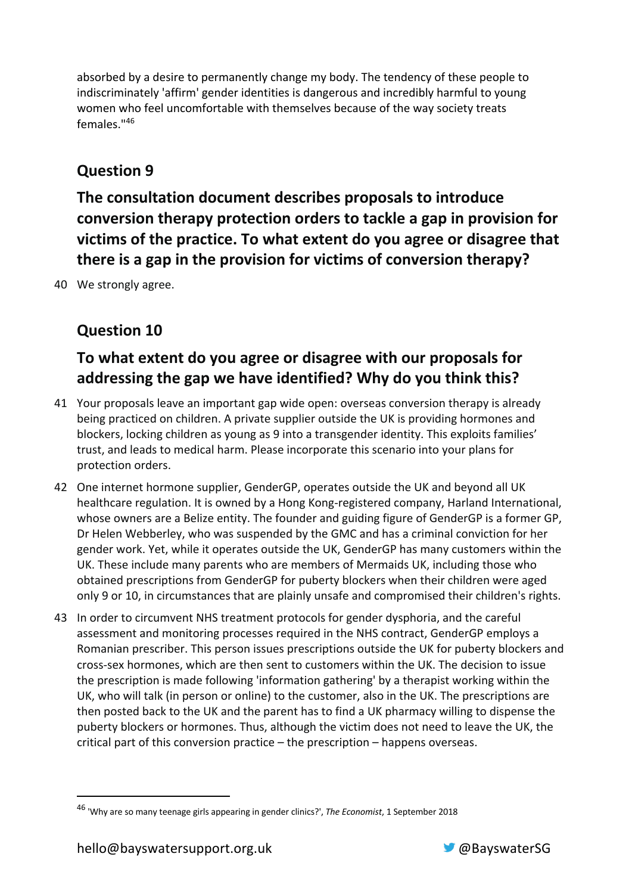absorbed by a desire to permanently change my body. The tendency of these people to indiscriminately 'affirm' gender identities is dangerous and incredibly harmful to young women who feel uncomfortable with themselves because of the way society treats females."[46]

## Question 9

### The consultation document describes proposals to introduce conversion therapy protection orders to tackle a gap in provision for victims of the practice. To what extent do you agree or disagree that there is a gap in the provision for victims of conversion therapy?

40 We strongly agree.

## Question 10

### To what extent do you agree or disagree with our proposals for addressing the gap we have identified? Why do you think this?

41 Your proposals leave an important gap wide open: overseas conversion therapy is already being practiced on children. A private supplier outside the UK is providing hormones and blockers, locking children as young as 9 into a transgender identity. This exploits families' trust, and leads to medical harm. Please incorporate this scenario into your plans for protection orders.

42 One internet hormone supplier, GenderGP, operates outside the UK and beyond all UK healthcare regulation. It is owned by a Hong Kong-registered company, Harland International, whose owners are a Belize entity. The founder and guiding figure of GenderGP is a former GP, Dr Helen Webberley, who was suspended by the GMC and has a criminal conviction for her gender work. Yet, while it operates outside the UK, GenderGP has many customers within the UK. These include many parents who are members of Mermaids UK, including those who obtained prescriptions from GenderGP for puberty blockers when their children were aged only 9 or 10, in circumstances that are plainly unsafe and compromised their children's rights.

43 In order to circumvent NHS treatment protocols for gender dysphoria, and the careful assessment and monitoring processes required in the NHS contract, GenderGP employs a Romanian prescriber. This person issues prescriptions outside the UK for puberty blockers and cross-sex hormones, which are then sent to customers within the UK. The decision to issue the prescription is made following 'information gathering' by a therapist working within the UK, who will talk (in person or online) to the customer, also in the UK. The prescriptions are then posted back to the UK and the parent has to find a UK pharmacy willing to dispense the puberty blockers or hormones. Thus, although the victim does not need to leave the UK, the critical part of this conversion practice – the prescription – happens overseas.

---

[46] 'Why are so many teenage girls appearing in gender clinics?', *The Economist*, 1 September 2018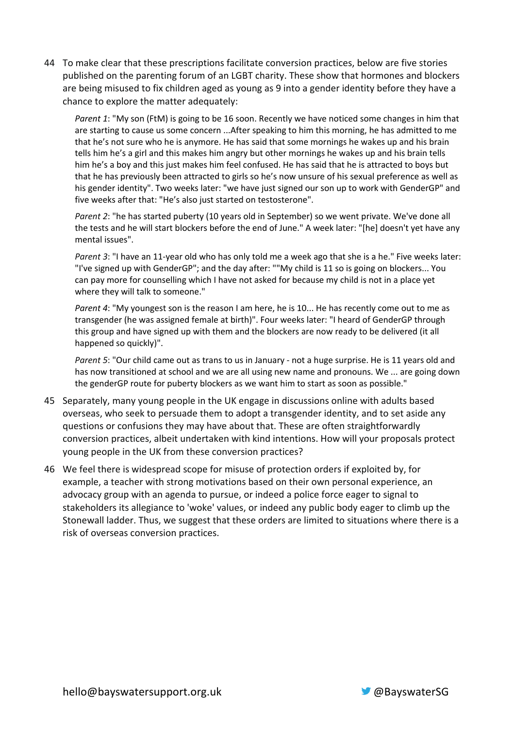44 To make clear that these prescriptions facilitate conversion practices, below are five stories published on the parenting forum of an LGBT charity. These show that hormones and blockers are being misused to fix children aged as young as 9 into a gender identity before they have a chance to explore the matter adequately:

> *Parent 1*: "My son (FtM) is going to be 16 soon. Recently we have noticed some changes in him that are starting to cause us some concern ...After speaking to him this morning, he has admitted to me that he's not sure who he is anymore. He has said that some mornings he wakes up and his brain tells him he's a girl and this makes him angry but other mornings he wakes up and his brain tells him he's a boy and this just makes him feel confused. He has said that he is attracted to boys but that he has previously been attracted to girls so he's now unsure of his sexual preference as well as his gender identity". Two weeks later: "we have just signed our son up to work with GenderGP" and five weeks after that: "He's also just started on testosterone".
>
> *Parent 2*: "he has started puberty (10 years old in September) so we went private. We've done all the tests and he will start blockers before the end of June." A week later: "[he] doesn't yet have any mental issues".
>
> *Parent 3*: "I have an 11-year old who has only told me a week ago that she is a he." Five weeks later: "I've signed up with GenderGP"; and the day after: ""My child is 11 so is going on blockers... You can pay more for counselling which I have not asked for because my child is not in a place yet where they will talk to someone."
>
> *Parent 4*: "My youngest son is the reason I am here, he is 10... He has recently come out to me as transgender (he was assigned female at birth)". Four weeks later: "I heard of GenderGP through this group and have signed up with them and the blockers are now ready to be delivered (it all happened so quickly)".
>
> *Parent 5*: "Our child came out as trans to us in January - not a huge surprise. He is 11 years old and has now transitioned at school and we are all using new name and pronouns. We ... are going down the genderGP route for puberty blockers as we want him to start as soon as possible."

45 Separately, many young people in the UK engage in discussions online with adults based overseas, who seek to persuade them to adopt a transgender identity, and to set aside any questions or confusions they may have about that. These are often straightforwardly conversion practices, albeit undertaken with kind intentions. How will your proposals protect young people in the UK from these conversion practices?

46 We feel there is widespread scope for misuse of protection orders if exploited by, for example, a teacher with strong motivations based on their own personal experience, an advocacy group with an agenda to pursue, or indeed a police force eager to signal to stakeholders its allegiance to 'woke' values, or indeed any public body eager to climb up the Stonewall ladder. Thus, we suggest that these orders are limited to situations where there is a risk of overseas conversion practices.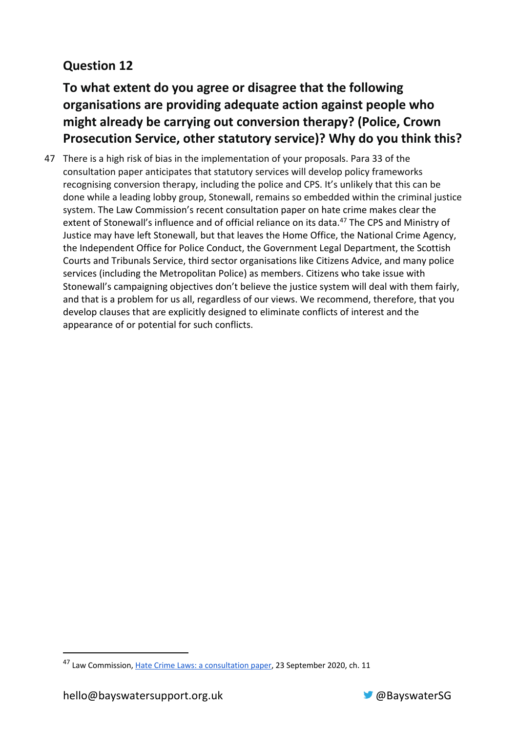## Question 12

### To what extent do you agree or disagree that the following organisations are providing adequate action against people who might already be carrying out conversion therapy? (Police, Crown Prosecution Service, other statutory service)? Why do you think this?

47 There is a high risk of bias in the implementation of your proposals. Para 33 of the consultation paper anticipates that statutory services will develop policy frameworks recognising conversion therapy, including the police and CPS. It's unlikely that this can be done while a leading lobby group, Stonewall, remains so embedded within the criminal justice system. The Law Commission's recent consultation paper on hate crime makes clear the extent of Stonewall's influence and of official reliance on its data.[47] The CPS and Ministry of Justice may have left Stonewall, but that leaves the Home Office, the National Crime Agency, the Independent Office for Police Conduct, the Government Legal Department, the Scottish Courts and Tribunals Service, third sector organisations like Citizens Advice, and many police services (including the Metropolitan Police) as members. Citizens who take issue with Stonewall's campaigning objectives don't believe the justice system will deal with them fairly, and that is a problem for us all, regardless of our views. We recommend, therefore, that you develop clauses that are explicitly designed to eliminate conflicts of interest and the appearance of or potential for such conflicts.

---

[47] Law Commission, Hate Crime Laws: a consultation paper, 23 September 2020, ch. 11

hello@bayswatersupport.org.uk @BayswaterSG